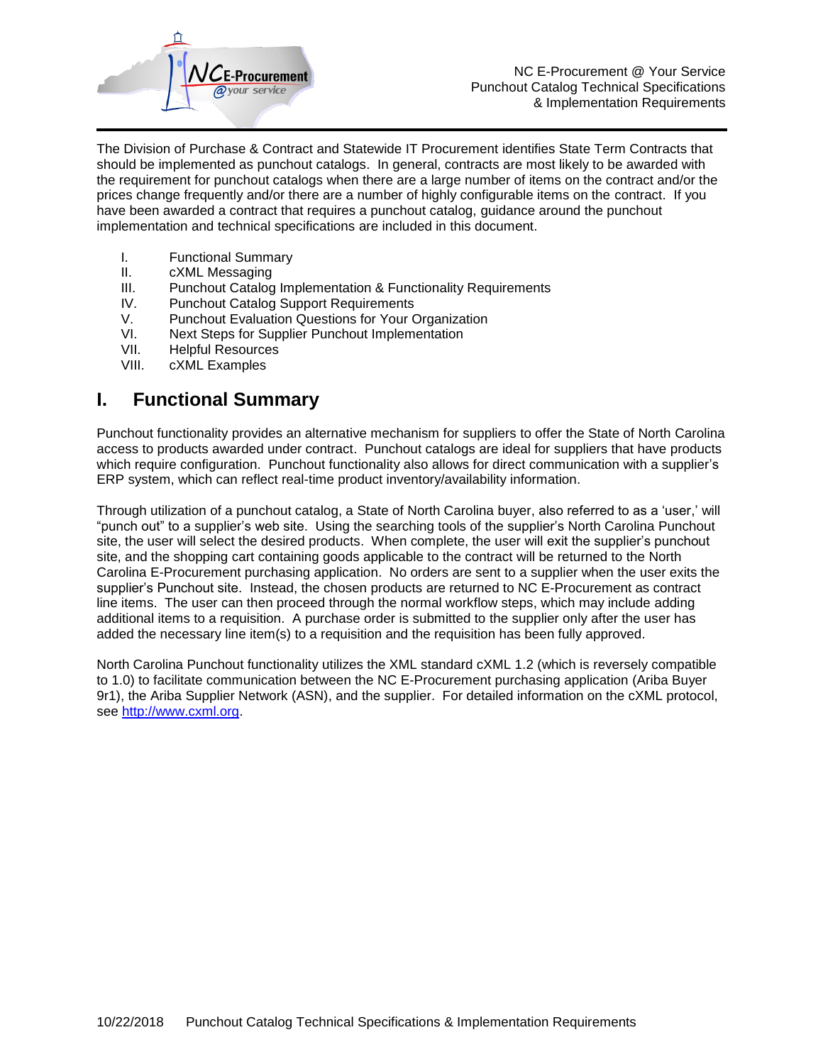The Division of Purchase & Contract and Statewide IT Procurement identifies State Term Contracts that should be implemented as punchout catalogs. In general, contracts are most likely to be awarded with the requirement for punchout catalogs when there are a large number of items on the contract and/or the prices change frequently and/or there are a number of highly configurable items on the contract. If you have been awarded a contract that requires a punchout catalog, guidance around the punchout implementation and technical specifications are included in this document.

I. Functional Summary
II. cXML Messaging
III. Punchout Catalog Implementation & Functionality Requirements
IV. Punchout Catalog Support Requirements
V. Punchout Evaluation Questions for Your Organization
VI. Next Steps for Supplier Punchout Implementation
VII. Helpful Resources
VIII. cXML Examples

# I. Functional Summary

Punchout functionality provides an alternative mechanism for suppliers to offer the State of North Carolina access to products awarded under contract. Punchout catalogs are ideal for suppliers that have products which require configuration. Punchout functionality also allows for direct communication with a supplier's ERP system, which can reflect real-time product inventory/availability information.

Through utilization of a punchout catalog, a State of North Carolina buyer, also referred to as a 'user,' will "punch out" to a supplier's web site. Using the searching tools of the supplier's North Carolina Punchout site, the user will select the desired products. When complete, the user will exit the supplier's punchout site, and the shopping cart containing goods applicable to the contract will be returned to the North Carolina E-Procurement purchasing application. No orders are sent to a supplier when the user exits the supplier's Punchout site. Instead, the chosen products are returned to NC E-Procurement as contract line items. The user can then proceed through the normal workflow steps, which may include adding additional items to a requisition. A purchase order is submitted to the supplier only after the user has added the necessary line item(s) to a requisition and the requisition has been fully approved.

North Carolina Punchout functionality utilizes the XML standard cXML 1.2 (which is reversely compatible to 1.0) to facilitate communication between the NC E-Procurement purchasing application (Ariba Buyer 9r1), the Ariba Supplier Network (ASN), and the supplier. For detailed information on the cXML protocol, see [http://www.cxml.org](http://www.cxml.org).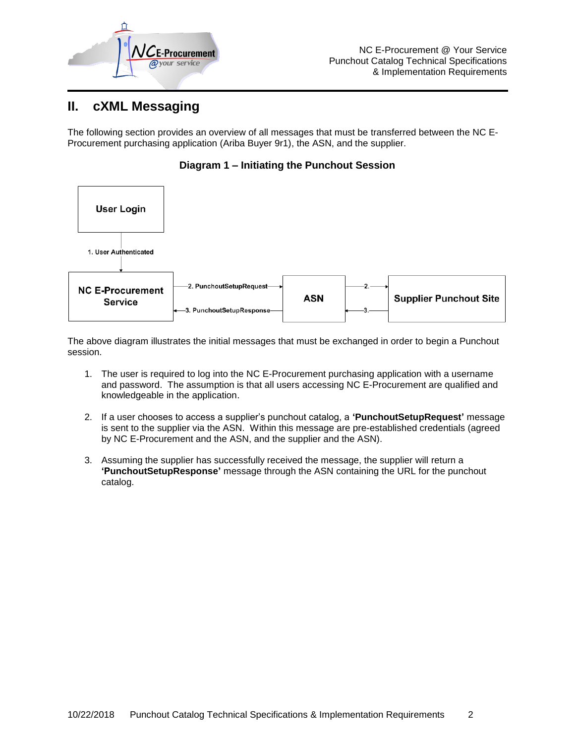# II. cXML Messaging

The following section provides an overview of all messages that must be transferred between the NC E-Procurement purchasing application (Ariba Buyer 9r1), the ASN, and the supplier.

**Diagram 1 – Initiating the Punchout Session**

User Login

1. User Authenticated

NC E-Procurement Service

2. PunchoutSetupRequest

3. PunchoutSetupResponse

ASN

2.

3.

Supplier Punchout Site

The above diagram illustrates the initial messages that must be exchanged in order to begin a Punchout session.

1. The user is required to log into the NC E-Procurement purchasing application with a username and password. The assumption is that all users accessing NC E-Procurement are qualified and knowledgeable in the application.

2. If a user chooses to access a supplier's punchout catalog, a **'PunchoutSetupRequest'** message is sent to the supplier via the ASN. Within this message are pre-established credentials (agreed by NC E-Procurement and the ASN, and the supplier and the ASN).

3. Assuming the supplier has successfully received the message, the supplier will return a **'PunchoutSetupResponse'** message through the ASN containing the URL for the punchout catalog.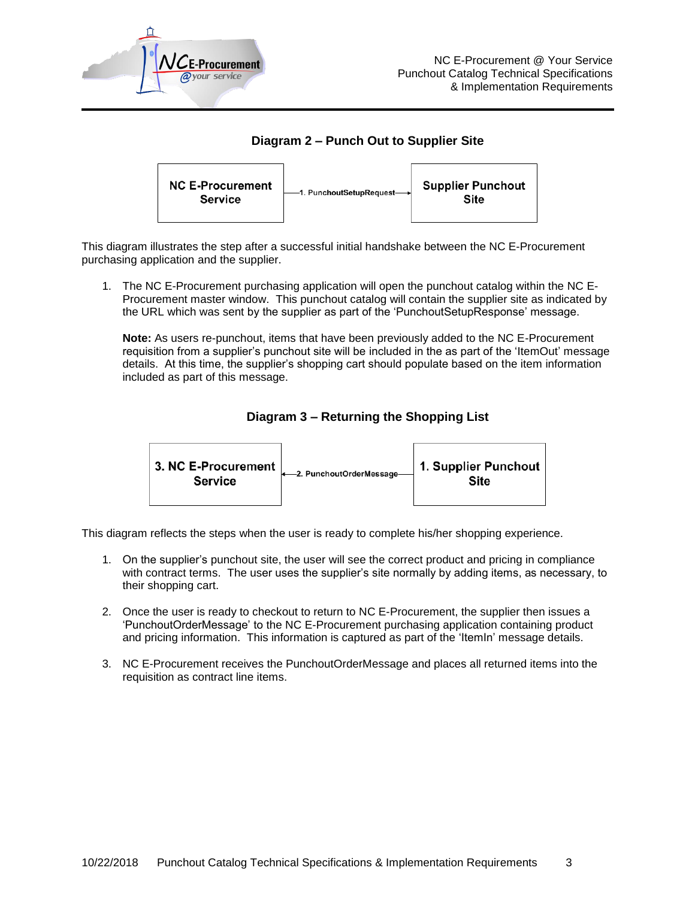### Diagram 2 – Punch Out to Supplier Site

NC E-Procurement Service

1. PunchoutSetupRequest

Supplier Punchout Site

This diagram illustrates the step after a successful initial handshake between the NC E-Procurement purchasing application and the supplier.

1. The NC E-Procurement purchasing application will open the punchout catalog within the NC E-Procurement master window. This punchout catalog will contain the supplier site as indicated by the URL which was sent by the supplier as part of the 'PunchoutSetupResponse' message.

   **Note:** As users re-punchout, items that have been previously added to the NC E-Procurement requisition from a supplier's punchout site will be included in the as part of the 'ItemOut' message details. At this time, the supplier's shopping cart should populate based on the item information included as part of this message.

### Diagram 3 – Returning the Shopping List

3. NC E-Procurement Service

2. PunchoutOrderMessage

1. Supplier Punchout Site

This diagram reflects the steps when the user is ready to complete his/her shopping experience.

1. On the supplier's punchout site, the user will see the correct product and pricing in compliance with contract terms. The user uses the supplier's site normally by adding items, as necessary, to their shopping cart.

2. Once the user is ready to checkout to return to NC E-Procurement, the supplier then issues a 'PunchoutOrderMessage' to the NC E-Procurement purchasing application containing product and pricing information. This information is captured as part of the 'ItemIn' message details.

3. NC E-Procurement receives the PunchoutOrderMessage and places all returned items into the requisition as contract line items.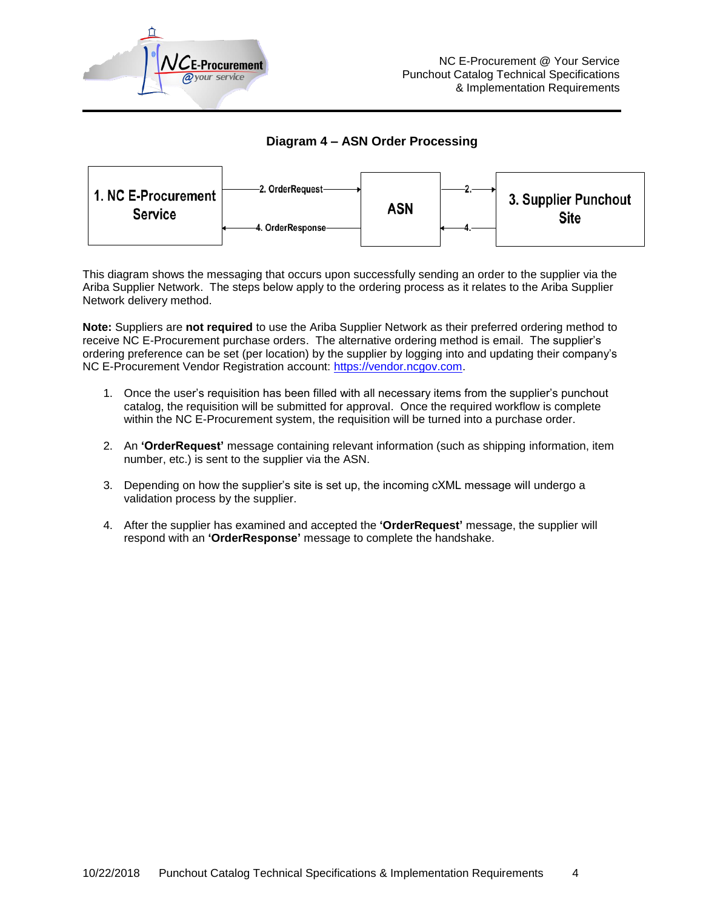**Diagram 4 – ASN Order Processing**

1. NC E-Procurement Service —2. OrderRequest→ ASN —2.→ 3. Supplier Punchout Site

3. Supplier Punchout Site —4.→ ASN —4. OrderResponse→ 1. NC E-Procurement Service

This diagram shows the messaging that occurs upon successfully sending an order to the supplier via the Ariba Supplier Network. The steps below apply to the ordering process as it relates to the Ariba Supplier Network delivery method.

**Note:** Suppliers are **not required** to use the Ariba Supplier Network as their preferred ordering method to receive NC E-Procurement purchase orders. The alternative ordering method is email. The supplier's ordering preference can be set (per location) by the supplier by logging into and updating their company's NC E-Procurement Vendor Registration account: https://vendor.ncgov.com.

1. Once the user's requisition has been filled with all necessary items from the supplier's punchout catalog, the requisition will be submitted for approval. Once the required workflow is complete within the NC E-Procurement system, the requisition will be turned into a purchase order.

2. An **'OrderRequest'** message containing relevant information (such as shipping information, item number, etc.) is sent to the supplier via the ASN.

3. Depending on how the supplier's site is set up, the incoming cXML message will undergo a validation process by the supplier.

4. After the supplier has examined and accepted the **'OrderRequest'** message, the supplier will respond with an **'OrderResponse'** message to complete the handshake.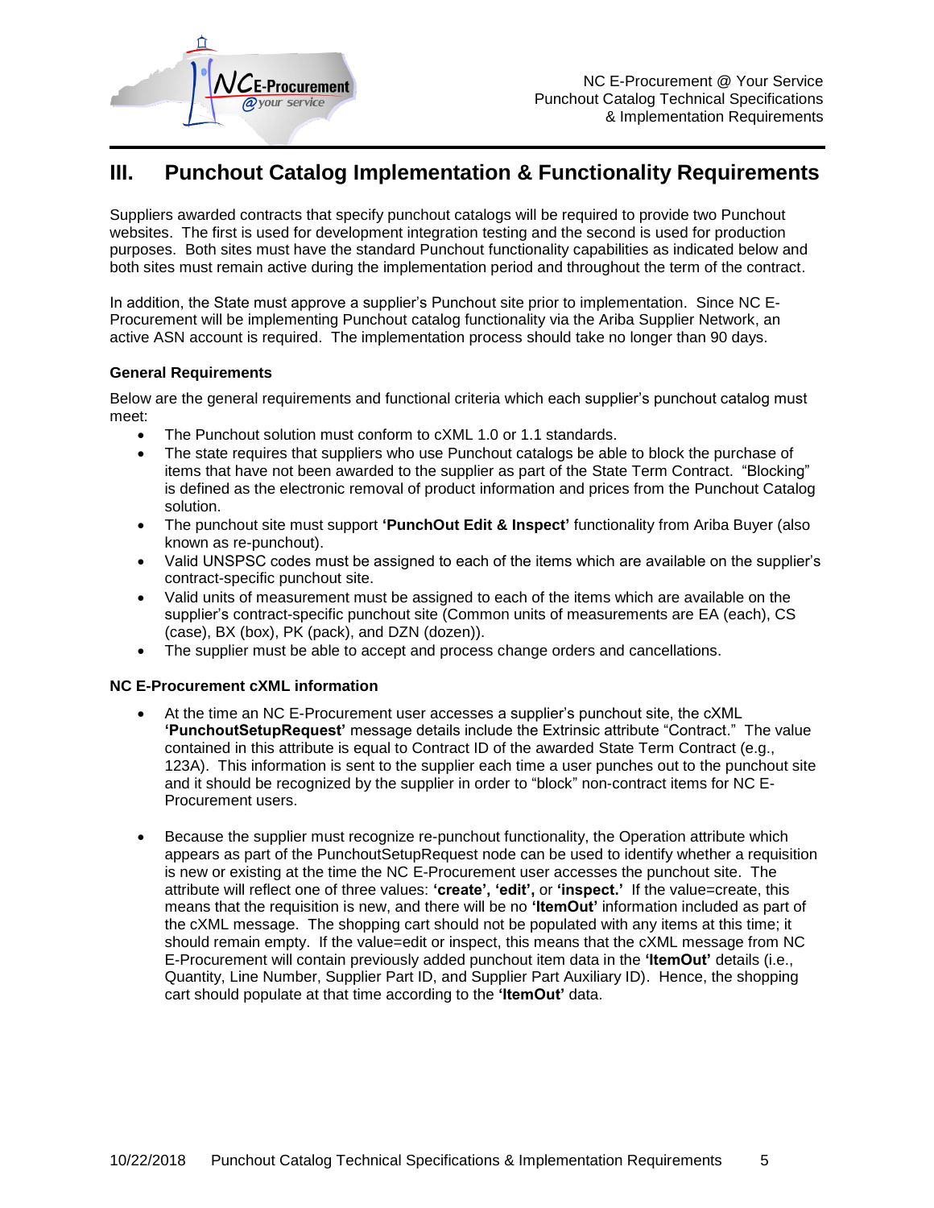# III. Punchout Catalog Implementation & Functionality Requirements

Suppliers awarded contracts that specify punchout catalogs will be required to provide two Punchout websites. The first is used for development integration testing and the second is used for production purposes. Both sites must have the standard Punchout functionality capabilities as indicated below and both sites must remain active during the implementation period and throughout the term of the contract.

In addition, the State must approve a supplier's Punchout site prior to implementation. Since NC E-Procurement will be implementing Punchout catalog functionality via the Ariba Supplier Network, an active ASN account is required. The implementation process should take no longer than 90 days.

### General Requirements

Below are the general requirements and functional criteria which each supplier's punchout catalog must meet:

- The Punchout solution must conform to cXML 1.0 or 1.1 standards.
- The state requires that suppliers who use Punchout catalogs be able to block the purchase of items that have not been awarded to the supplier as part of the State Term Contract. "Blocking" is defined as the electronic removal of product information and prices from the Punchout Catalog solution.
- The punchout site must support **'PunchOut Edit & Inspect'** functionality from Ariba Buyer (also known as re-punchout).
- Valid UNSPSC codes must be assigned to each of the items which are available on the supplier's contract-specific punchout site.
- Valid units of measurement must be assigned to each of the items which are available on the supplier's contract-specific punchout site (Common units of measurements are EA (each), CS (case), BX (box), PK (pack), and DZN (dozen)).
- The supplier must be able to accept and process change orders and cancellations.

### NC E-Procurement cXML information

- At the time an NC E-Procurement user accesses a supplier's punchout site, the cXML **'PunchoutSetupRequest'** message details include the Extrinsic attribute "Contract." The value contained in this attribute is equal to Contract ID of the awarded State Term Contract (e.g., 123A). This information is sent to the supplier each time a user punches out to the punchout site and it should be recognized by the supplier in order to "block" non-contract items for NC E-Procurement users.

- Because the supplier must recognize re-punchout functionality, the Operation attribute which appears as part of the PunchoutSetupRequest node can be used to identify whether a requisition is new or existing at the time the NC E-Procurement user accesses the punchout site. The attribute will reflect one of three values: **'create', 'edit',** or **'inspect.'** If the value=create, this means that the requisition is new, and there will be no **'ItemOut'** information included as part of the cXML message. The shopping cart should not be populated with any items at this time; it should remain empty. If the value=edit or inspect, this means that the cXML message from NC E-Procurement will contain previously added punchout item data in the **'ItemOut'** details (i.e., Quantity, Line Number, Supplier Part ID, and Supplier Part Auxiliary ID). Hence, the shopping cart should populate at that time according to the **'ItemOut'** data.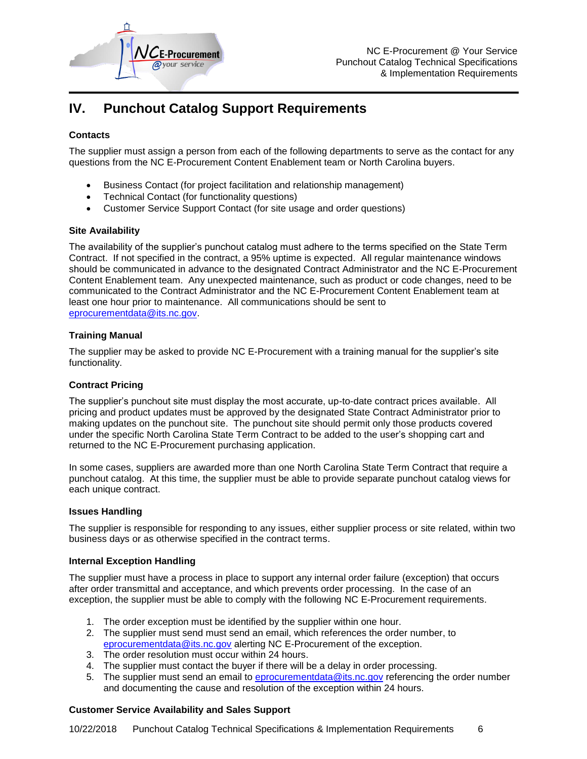## IV. Punchout Catalog Support Requirements

**Contacts**

The supplier must assign a person from each of the following departments to serve as the contact for any questions from the NC E-Procurement Content Enablement team or North Carolina buyers.

- Business Contact (for project facilitation and relationship management)
- Technical Contact (for functionality questions)
- Customer Service Support Contact (for site usage and order questions)

**Site Availability**

The availability of the supplier's punchout catalog must adhere to the terms specified on the State Term Contract. If not specified in the contract, a 95% uptime is expected. All regular maintenance windows should be communicated in advance to the designated Contract Administrator and the NC E-Procurement Content Enablement team. Any unexpected maintenance, such as product or code changes, need to be communicated to the Contract Administrator and the NC E-Procurement Content Enablement team at least one hour prior to maintenance. All communications should be sent to eprocurementdata@its.nc.gov.

**Training Manual**

The supplier may be asked to provide NC E-Procurement with a training manual for the supplier's site functionality.

**Contract Pricing**

The supplier's punchout site must display the most accurate, up-to-date contract prices available. All pricing and product updates must be approved by the designated State Contract Administrator prior to making updates on the punchout site. The punchout site should permit only those products covered under the specific North Carolina State Term Contract to be added to the user's shopping cart and returned to the NC E-Procurement purchasing application.

In some cases, suppliers are awarded more than one North Carolina State Term Contract that require a punchout catalog. At this time, the supplier must be able to provide separate punchout catalog views for each unique contract.

**Issues Handling**

The supplier is responsible for responding to any issues, either supplier process or site related, within two business days or as otherwise specified in the contract terms.

**Internal Exception Handling**

The supplier must have a process in place to support any internal order failure (exception) that occurs after order transmittal and acceptance, and which prevents order processing. In the case of an exception, the supplier must be able to comply with the following NC E-Procurement requirements.

1. The order exception must be identified by the supplier within one hour.
2. The supplier must send must send an email, which references the order number, to eprocurementdata@its.nc.gov alerting NC E-Procurement of the exception.
3. The order resolution must occur within 24 hours.
4. The supplier must contact the buyer if there will be a delay in order processing.
5. The supplier must send an email to eprocurementdata@its.nc.gov referencing the order number and documenting the cause and resolution of the exception within 24 hours.

**Customer Service Availability and Sales Support**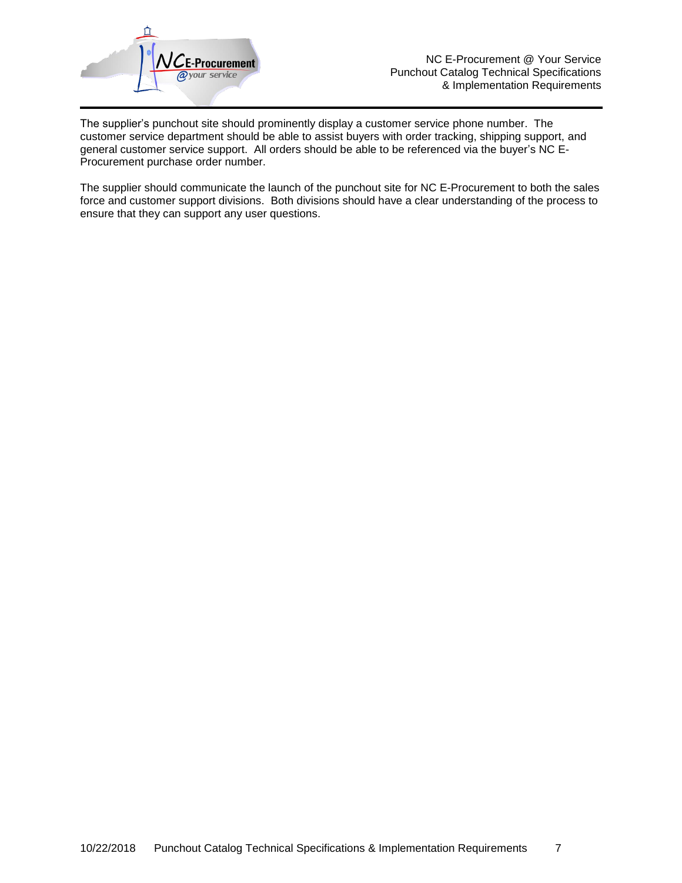The supplier's punchout site should prominently display a customer service phone number. The customer service department should be able to assist buyers with order tracking, shipping support, and general customer service support. All orders should be able to be referenced via the buyer's NC E-Procurement purchase order number.

The supplier should communicate the launch of the punchout site for NC E-Procurement to both the sales force and customer support divisions. Both divisions should have a clear understanding of the process to ensure that they can support any user questions.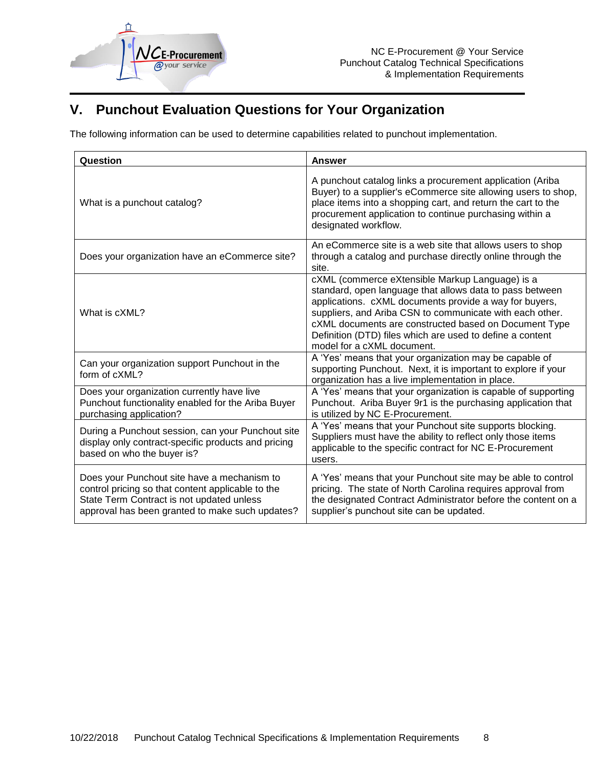## V. Punchout Evaluation Questions for Your Organization

The following information can be used to determine capabilities related to punchout implementation.

| Question | Answer |
|---|---|
| What is a punchout catalog? | A punchout catalog links a procurement application (Ariba Buyer) to a supplier's eCommerce site allowing users to shop, place items into a shopping cart, and return the cart to the procurement application to continue purchasing within a designated workflow. |
| Does your organization have an eCommerce site? | An eCommerce site is a web site that allows users to shop through a catalog and purchase directly online through the site. |
| What is cXML? | cXML (commerce eXtensible Markup Language) is a standard, open language that allows data to pass between applications. cXML documents provide a way for buyers, suppliers, and Ariba CSN to communicate with each other. cXML documents are constructed based on Document Type Definition (DTD) files which are used to define a content model for a cXML document. |
| Can your organization support Punchout in the form of cXML? | A 'Yes' means that your organization may be capable of supporting Punchout. Next, it is important to explore if your organization has a live implementation in place. |
| Does your organization currently have live Punchout functionality enabled for the Ariba Buyer purchasing application? | A 'Yes' means that your organization is capable of supporting Punchout. Ariba Buyer 9r1 is the purchasing application that is utilized by NC E-Procurement. |
| During a Punchout session, can your Punchout site display only contract-specific products and pricing based on who the buyer is? | A 'Yes' means that your Punchout site supports blocking. Suppliers must have the ability to reflect only those items applicable to the specific contract for NC E-Procurement users. |
| Does your Punchout site have a mechanism to control pricing so that content applicable to the State Term Contract is not updated unless approval has been granted to make such updates? | A 'Yes' means that your Punchout site may be able to control pricing. The state of North Carolina requires approval from the designated Contract Administrator before the content on a supplier's punchout site can be updated. |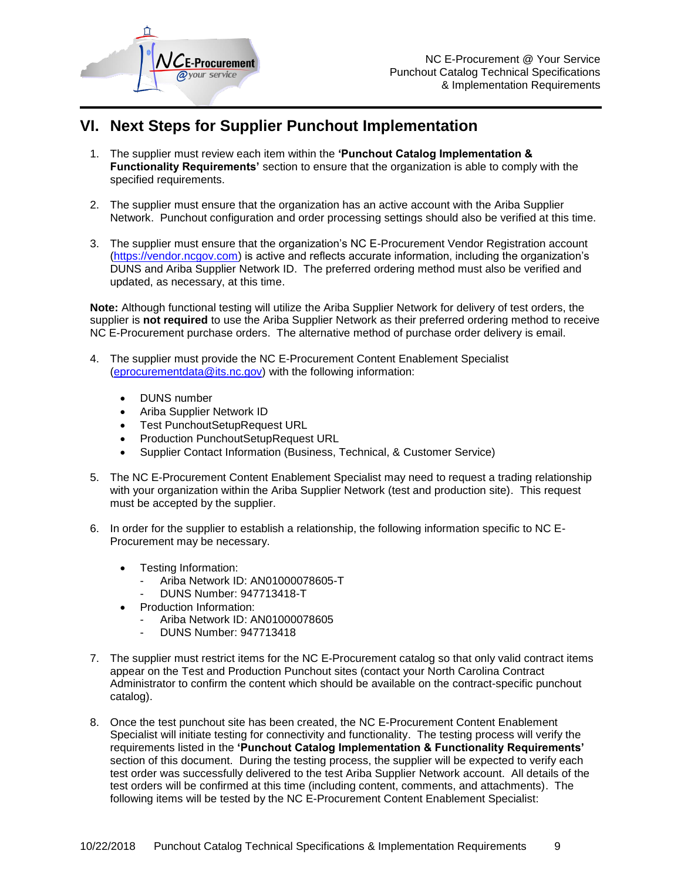## VI. Next Steps for Supplier Punchout Implementation

1. The supplier must review each item within the **'Punchout Catalog Implementation & Functionality Requirements'** section to ensure that the organization is able to comply with the specified requirements.

2. The supplier must ensure that the organization has an active account with the Ariba Supplier Network. Punchout configuration and order processing settings should also be verified at this time.

3. The supplier must ensure that the organization's NC E-Procurement Vendor Registration account (https://vendor.ncgov.com) is active and reflects accurate information, including the organization's DUNS and Ariba Supplier Network ID. The preferred ordering method must also be verified and updated, as necessary, at this time.

**Note:** Although functional testing will utilize the Ariba Supplier Network for delivery of test orders, the supplier is **not required** to use the Ariba Supplier Network as their preferred ordering method to receive NC E-Procurement purchase orders. The alternative method of purchase order delivery is email.

4. The supplier must provide the NC E-Procurement Content Enablement Specialist (eprocurementdata@its.nc.gov) with the following information:

   - DUNS number
   - Ariba Supplier Network ID
   - Test PunchoutSetupRequest URL
   - Production PunchoutSetupRequest URL
   - Supplier Contact Information (Business, Technical, & Customer Service)

5. The NC E-Procurement Content Enablement Specialist may need to request a trading relationship with your organization within the Ariba Supplier Network (test and production site). This request must be accepted by the supplier.

6. In order for the supplier to establish a relationship, the following information specific to NC E-Procurement may be necessary.

   - Testing Information:
     - Ariba Network ID: AN01000078605-T
     - DUNS Number: 947713418-T
   - Production Information:
     - Ariba Network ID: AN01000078605
     - DUNS Number: 947713418

7. The supplier must restrict items for the NC E-Procurement catalog so that only valid contract items appear on the Test and Production Punchout sites (contact your North Carolina Contract Administrator to confirm the content which should be available on the contract-specific punchout catalog).

8. Once the test punchout site has been created, the NC E-Procurement Content Enablement Specialist will initiate testing for connectivity and functionality. The testing process will verify the requirements listed in the **'Punchout Catalog Implementation & Functionality Requirements'** section of this document. During the testing process, the supplier will be expected to verify each test order was successfully delivered to the test Ariba Supplier Network account. All details of the test orders will be confirmed at this time (including content, comments, and attachments). The following items will be tested by the NC E-Procurement Content Enablement Specialist: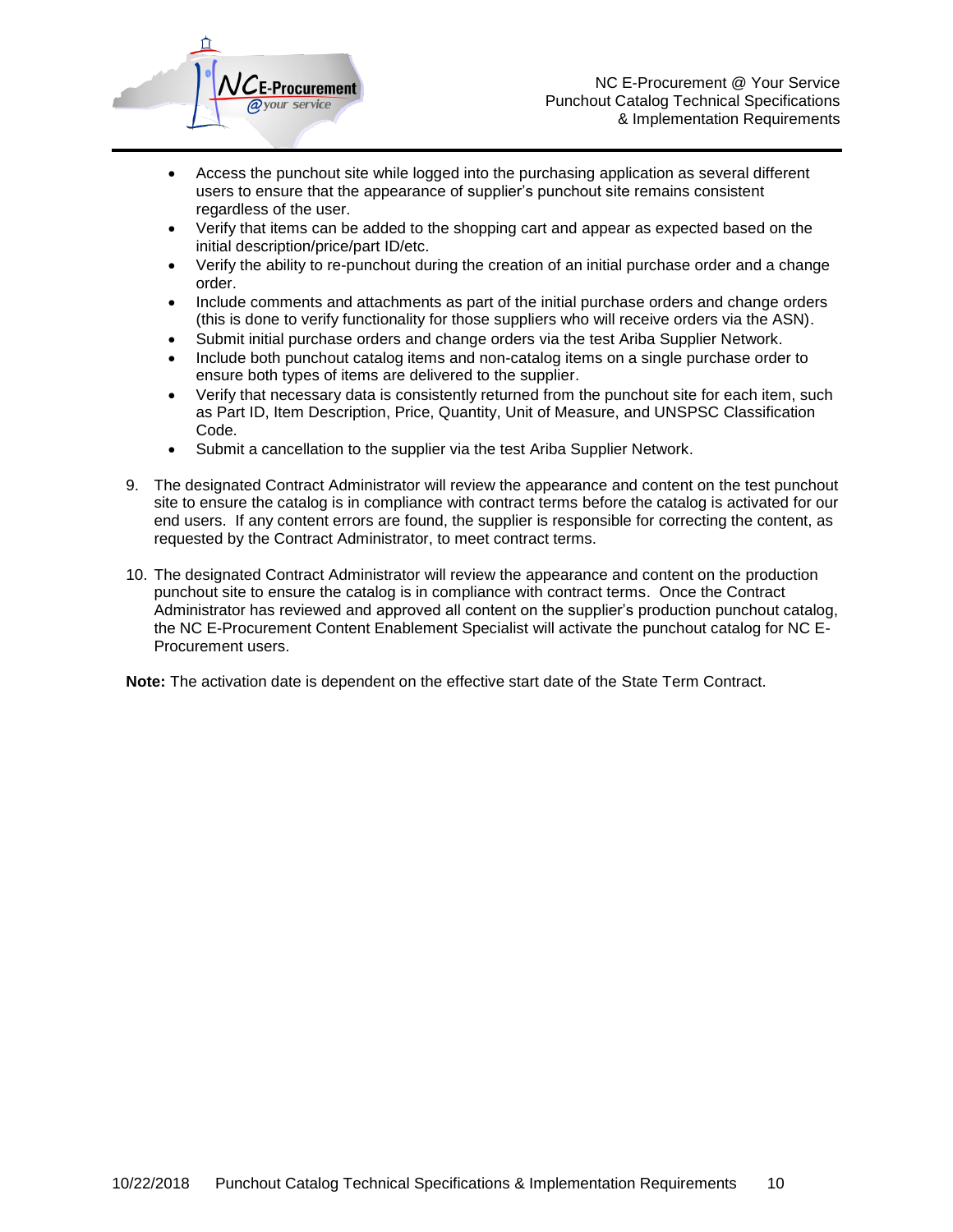- Access the punchout site while logged into the purchasing application as several different users to ensure that the appearance of supplier's punchout site remains consistent regardless of the user.
- Verify that items can be added to the shopping cart and appear as expected based on the initial description/price/part ID/etc.
- Verify the ability to re-punchout during the creation of an initial purchase order and a change order.
- Include comments and attachments as part of the initial purchase orders and change orders (this is done to verify functionality for those suppliers who will receive orders via the ASN).
- Submit initial purchase orders and change orders via the test Ariba Supplier Network.
- Include both punchout catalog items and non-catalog items on a single purchase order to ensure both types of items are delivered to the supplier.
- Verify that necessary data is consistently returned from the punchout site for each item, such as Part ID, Item Description, Price, Quantity, Unit of Measure, and UNSPSC Classification Code.
- Submit a cancellation to the supplier via the test Ariba Supplier Network.

9. The designated Contract Administrator will review the appearance and content on the test punchout site to ensure the catalog is in compliance with contract terms before the catalog is activated for our end users. If any content errors are found, the supplier is responsible for correcting the content, as requested by the Contract Administrator, to meet contract terms.

10. The designated Contract Administrator will review the appearance and content on the production punchout site to ensure the catalog is in compliance with contract terms. Once the Contract Administrator has reviewed and approved all content on the supplier's production punchout catalog, the NC E-Procurement Content Enablement Specialist will activate the punchout catalog for NC E-Procurement users.

**Note:** The activation date is dependent on the effective start date of the State Term Contract.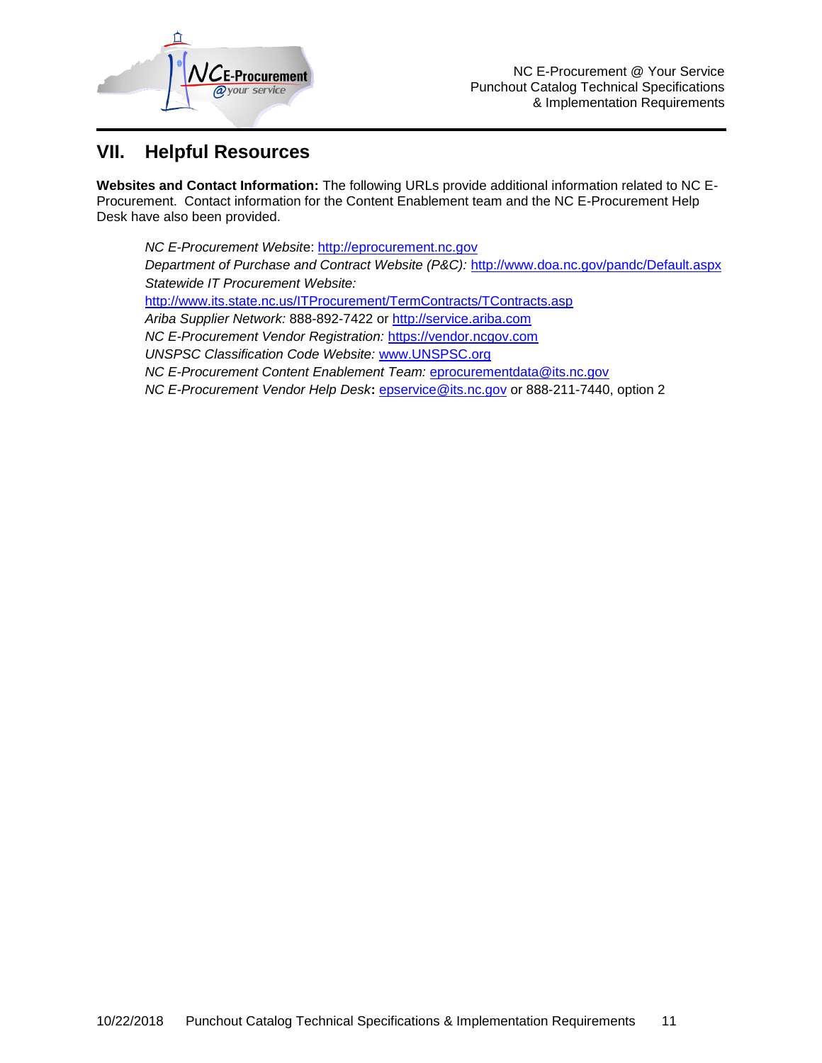## VII. Helpful Resources

**Websites and Contact Information:** The following URLs provide additional information related to NC E-Procurement. Contact information for the Content Enablement team and the NC E-Procurement Help Desk have also been provided.

*NC E-Procurement Website*: http://eprocurement.nc.gov
*Department of Purchase and Contract Website (P&C):* http://www.doa.nc.gov/pandc/Default.aspx
*Statewide IT Procurement Website:*
http://www.its.state.nc.us/ITProcurement/TermContracts/TContracts.asp
*Ariba Supplier Network:* 888-892-7422 or http://service.ariba.com
*NC E-Procurement Vendor Registration:* https://vendor.ncgov.com
*UNSPSC Classification Code Website:* www.UNSPSC.org
*NC E-Procurement Content Enablement Team:* eprocurementdata@its.nc.gov
*NC E-Procurement Vendor Help Desk***:** epservice@its.nc.gov or 888-211-7440, option 2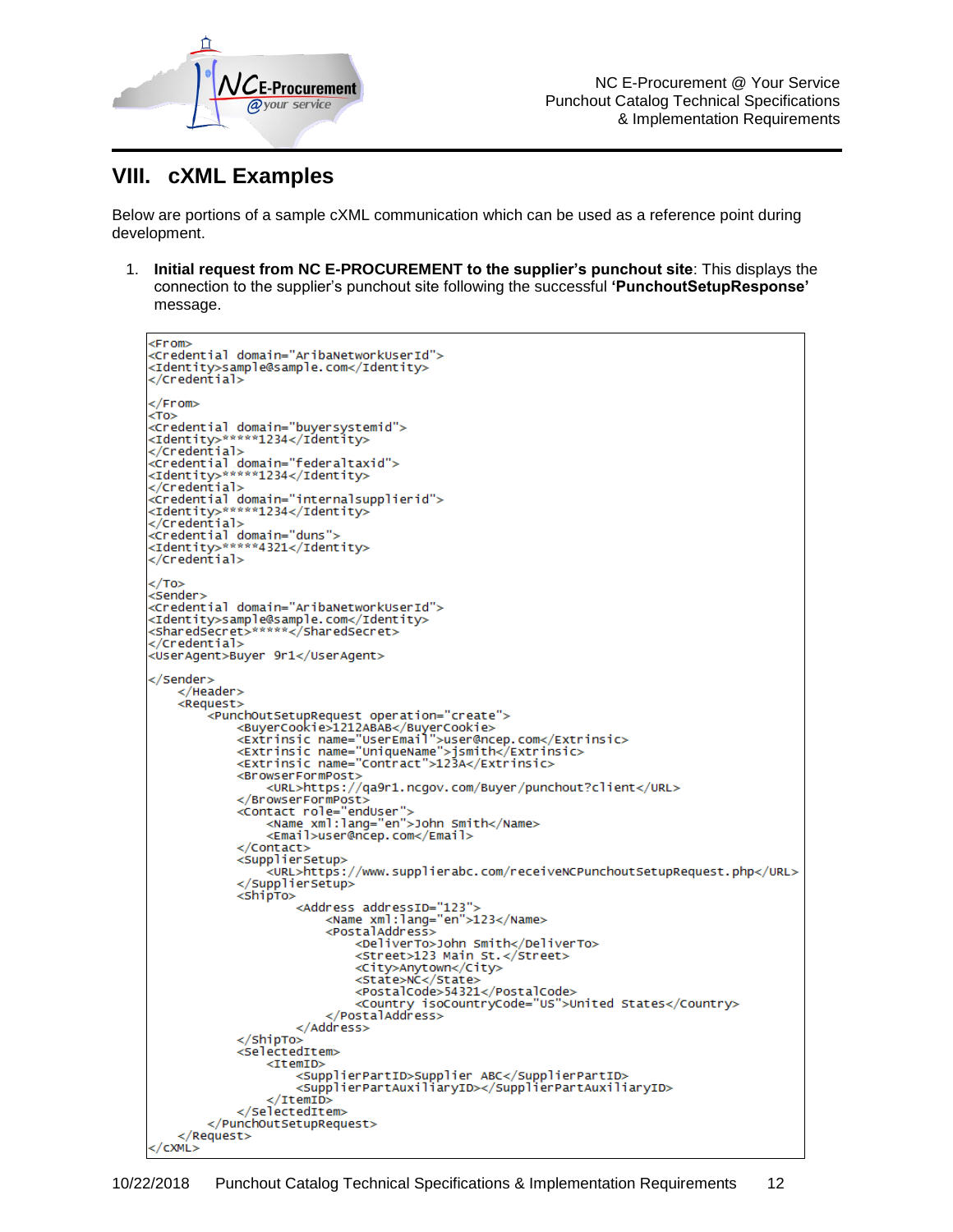## VIII. cXML Examples

Below are portions of a sample cXML communication which can be used as a reference point during development.

1. **Initial request from NC E-PROCUREMENT to the supplier's punchout site**: This displays the connection to the supplier's punchout site following the successful **'PunchoutSetupResponse'** message.

```
<From>
<Credential domain="AribaNetworkUserId">
<Identity>sample@sample.com</Identity>
</Credential>

</From>
<To>
<Credential domain="buyersystemid">
<Identity>*****1234</Identity>
</Credential>
<Credential domain="federaltaxid">
<Identity>*****1234</Identity>
</Credential>
<Credential domain="internalsupplierid">
<Identity>*****1234</Identity>
</Credential>
<Credential domain="duns">
<Identity>*****4321</Identity>
</Credential>

</To>
<Sender>
<Credential domain="AribaNetworkUserId">
<Identity>sample@sample.com</Identity>
<SharedSecret>*****</SharedSecret>
</Credential>
<UserAgent>Buyer 9r1</UserAgent>

</Sender>
    </Header>
    <Request>
        <PunchOutSetupRequest operation="create">
            <BuyerCookie>1212ABAB</BuyerCookie>
            <Extrinsic name="UserEmail">user@ncep.com</Extrinsic>
            <Extrinsic name="UniqueName">jsmith</Extrinsic>
            <Extrinsic name="Contract">123A</Extrinsic>
            <BrowserFormPost>
                <URL>https://qa9r1.ncgov.com/Buyer/punchout?client</URL>
            </BrowserFormPost>
            <Contact role="endUser">
                <Name xml:lang="en">John Smith</Name>
                <Email>user@ncep.com</Email>
            </Contact>
            <SupplierSetup>
                <URL>https://www.supplierabc.com/receiveNCPunchoutSetupRequest.php</URL>
            </SupplierSetup>
            <ShipTo>
                    <Address addressID="123">
                        <Name xml:lang="en">123</Name>
                        <PostalAddress>
                            <DeliverTo>John Smith</DeliverTo>
                            <Street>123 Main St.</Street>
                            <City>Anytown</City>
                            <State>NC</State>
                            <PostalCode>54321</PostalCode>
                            <Country isoCountryCode="US">United States</Country>
                        </PostalAddress>
                    </Address>
            </ShipTo>
            <SelectedItem>
                <ItemID>
                    <SupplierPartID>Supplier ABC</SupplierPartID>
                    <SupplierPartAuxiliaryID></SupplierPartAuxiliaryID>
                </ItemID>
            </SelectedItem>
        </PunchOutSetupRequest>
    </Request>
</cXML>
```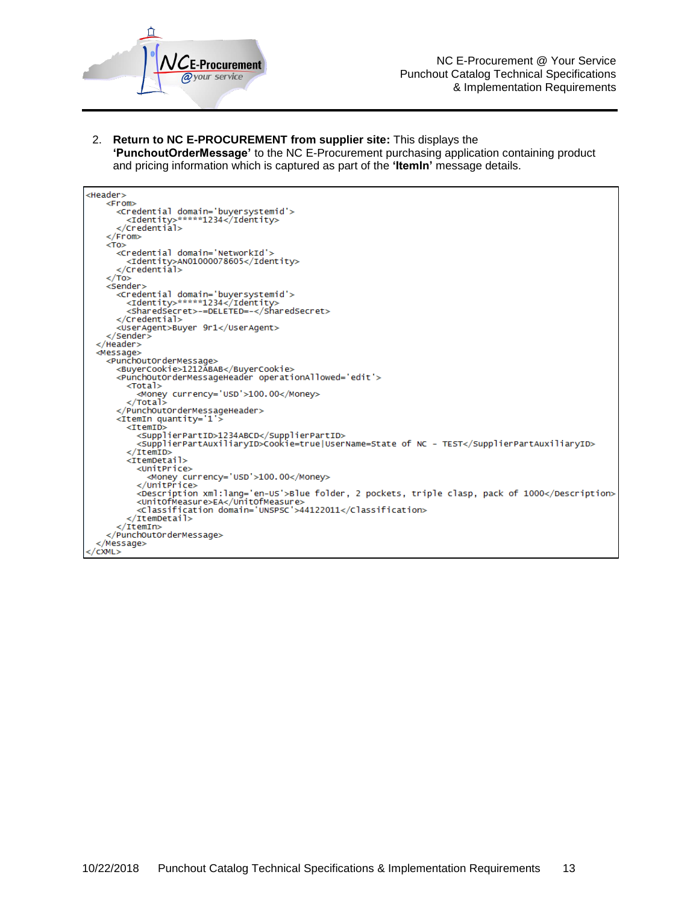2. **Return to NC E-PROCUREMENT from supplier site:** This displays the **'PunchoutOrderMessage'** to the NC E-Procurement purchasing application containing product and pricing information which is captured as part of the **'ItemIn'** message details.

```
<Header>
    <From>
        <Credential domain='buyersystemid'>
            <Identity>*****1234</Identity>
        </Credential>
    </From>
    <To>
        <Credential domain='NetworkId'>
            <Identity>AN01000078605</Identity>
        </Credential>
    </To>
    <Sender>
        <Credential domain='buyersystemid'>
            <Identity>*****1234</Identity>
            <SharedSecret>-=DELETED=-</SharedSecret>
        </Credential>
        <UserAgent>Buyer 9r1</UserAgent>
    </Sender>
  </Header>
  <Message>
    <PunchOutOrderMessage>
        <BuyerCookie>1212ABAB</BuyerCookie>
        <PunchOutOrderMessageHeader operationAllowed='edit'>
            <Total>
                <Money currency='USD'>100.00</Money>
            </Total>
        </PunchOutOrderMessageHeader>
        <ItemIn quantity='1'>
            <ItemID>
                <SupplierPartID>1234ABCD</SupplierPartID>
                <SupplierPartAuxiliaryID>Cookie=true|UserName=State of NC - TEST</SupplierPartAuxiliaryID>
            </ItemID>
            <ItemDetail>
                <UnitPrice>
                    <Money currency='USD'>100.00</Money>
                </UnitPrice>
                <Description xml:lang='en-US'>Blue folder, 2 pockets, triple clasp, pack of 1000</Description>
                <UnitOfMeasure>EA</UnitOfMeasure>
                <Classification domain='UNSPSC'>44122011</Classification>
            </ItemDetail>
        </ItemIn>
    </PunchOutOrderMessage>
  </Message>
</CXML>
```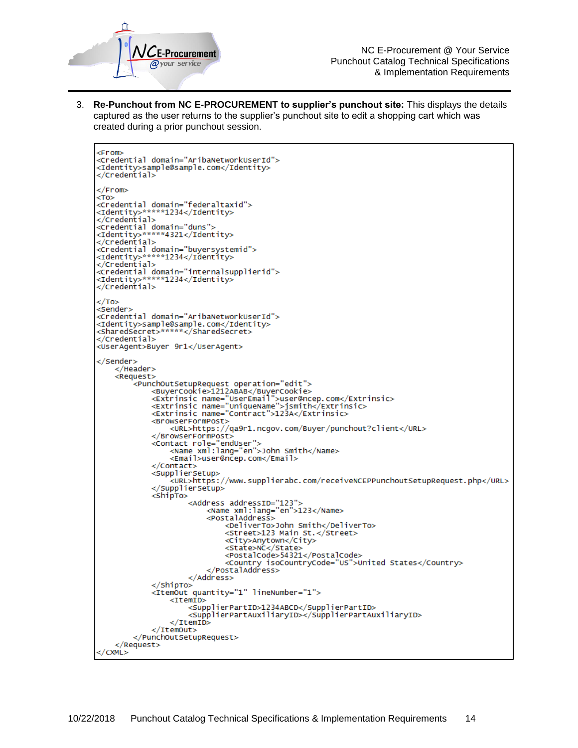3. **Re-Punchout from NC E-PROCUREMENT to supplier's punchout site:** This displays the details captured as the user returns to the supplier's punchout site to edit a shopping cart which was created during a prior punchout session.

```
<From>
<Credential domain="AribaNetworkUserId">
<Identity>sample@sample.com</Identity>
</Credential>

</From>
<To>
<Credential domain="federaltaxid">
<Identity>*****1234</Identity>
</Credential>
<Credential domain="duns">
<Identity>*****4321</Identity>
</Credential>
<Credential domain="buyersystemid">
<Identity>*****1234</Identity>
</Credential>
<Credential domain="internalsupplierid">
<Identity>*****1234</Identity>
</Credential>

</To>
<Sender>
<Credential domain="AribaNetworkUserId">
<Identity>sample@sample.com</Identity>
<SharedSecret>*****</SharedSecret>
</Credential>
<UserAgent>Buyer 9r1</UserAgent>

</Sender>
    </Header>
    <Request>
        <PunchOutSetupRequest operation="edit">
            <BuyerCookie>1212ABAB</BuyerCookie>
            <Extrinsic name="UserEmail">user@ncep.com</Extrinsic>
            <Extrinsic name="UniqueName">jsmith</Extrinsic>
            <Extrinsic name="Contract">123A</Extrinsic>
            <BrowserFormPost>
                <URL>https://qa9r1.ncgov.com/Buyer/punchout?client</URL>
            </BrowserFormPost>
            <Contact role="endUser">
                <Name xml:lang="en">John Smith</Name>
                <Email>user@ncep.com</Email>
            </Contact>
            <SupplierSetup>
                <URL>https://www.supplierabc.com/receiveNCEPPunchoutSetupRequest.php</URL>
            </SupplierSetup>
            <ShipTo>
                    <Address addressID="123">
                        <Name xml:lang="en">123</Name>
                        <PostalAddress>
                            <DeliverTo>John Smith</DeliverTo>
                            <Street>123 Main St.</Street>
                            <City>Anytown</City>
                            <State>NC</State>
                            <PostalCode>54321</PostalCode>
                            <Country isoCountryCode="US">United States</Country>
                        </PostalAddress>
                    </Address>
            </ShipTo>
            <ItemOut quantity="1" lineNumber="1">
                <ItemID>
                    <SupplierPartID>1234ABCD</SupplierPartID>
                    <SupplierPartAuxiliaryID></SupplierPartAuxiliaryID>
                </ItemID>
            </ItemOut>
        </PunchOutSetupRequest>
    </Request>
</cXML>
```